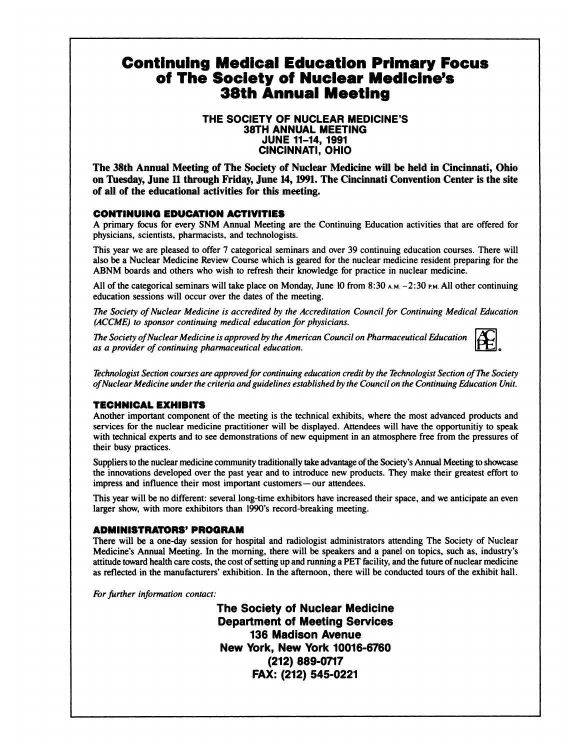# Continuing Medical Education Primary Focus of The Society of Nuclear Medicine's 38th Annual Meeting

**THE SOCIETY OF NUCLEAR MEDICINE'S**
**38TH ANNUAL MEETING**
**JUNE 11–14, 1991**
**CINCINNATI, OHIO**

**The 38th Annual Meeting of The Society of Nuclear Medicine will be held in Cincinnati, Ohio on Tuesday, June 11 through Friday, June 14, 1991. The Cincinnati Convention Center is the site of all of the educational activities for this meeting.**

## CONTINUING EDUCATION ACTIVITIES

A primary focus for every SNM Annual Meeting are the Continuing Education activities that are offered for physicians, scientists, pharmacists, and technologists.

This year we are pleased to offer 7 categorical seminars and over 39 continuing education courses. There will also be a Nuclear Medicine Review Course which is geared for the nuclear medicine resident preparing for the ABNM boards and others who wish to refresh their knowledge for practice in nuclear medicine.

All of the categorical seminars will take place on Monday, June 10 from 8:30 A.M. – 2:30 P.M. All other continuing education sessions will occur over the dates of the meeting.

*The Society of Nuclear Medicine is accredited by the Accreditation Council for Continuing Medical Education (ACCME) to sponsor continuing medical education for physicians.*

*The Society of Nuclear Medicine is approved by the American Council on Pharmaceutical Education as a provider of continuing pharmaceutical education.*

*Technologist Section courses are approved for continuing education credit by the Technologist Section of The Society of Nuclear Medicine under the criteria and guidelines established by the Council on the Continuing Education Unit.*

## TECHNICAL EXHIBITS

Another important component of the meeting is the technical exhibits, where the most advanced products and services for the nuclear medicine practitioner will be displayed. Attendees will have the opportunitiy to speak with technical experts and to see demonstrations of new equipment in an atmosphere free from the pressures of their busy practices.

Suppliers to the nuclear medicine community traditionally take advantage of the Society's Annual Meeting to showcase the innovations developed over the past year and to introduce new products. They make their greatest effort to impress and influence their most important customers—our attendees.

This year will be no different: several long-time exhibitors have increased their space, and we anticipate an even larger show, with more exhibitors than 1990's record-breaking meeting.

## ADMINISTRATORS' PROGRAM

There will be a one-day session for hospital and radiologist administrators attending The Society of Nuclear Medicine's Annual Meeting. In the morning, there will be speakers and a panel on topics, such as, industry's attitude toward health care costs, the cost of setting up and running a PET facility, and the future of nuclear medicine as reflected in the manufacturers' exhibition. In the afternoon, there will be conducted tours of the exhibit hall.

*For further information contact:*

**The Society of Nuclear Medicine**
**Department of Meeting Services**
**136 Madison Avenue**
**New York, New York 10016-6760**
**(212) 889-0717**
**FAX: (212) 545-0221**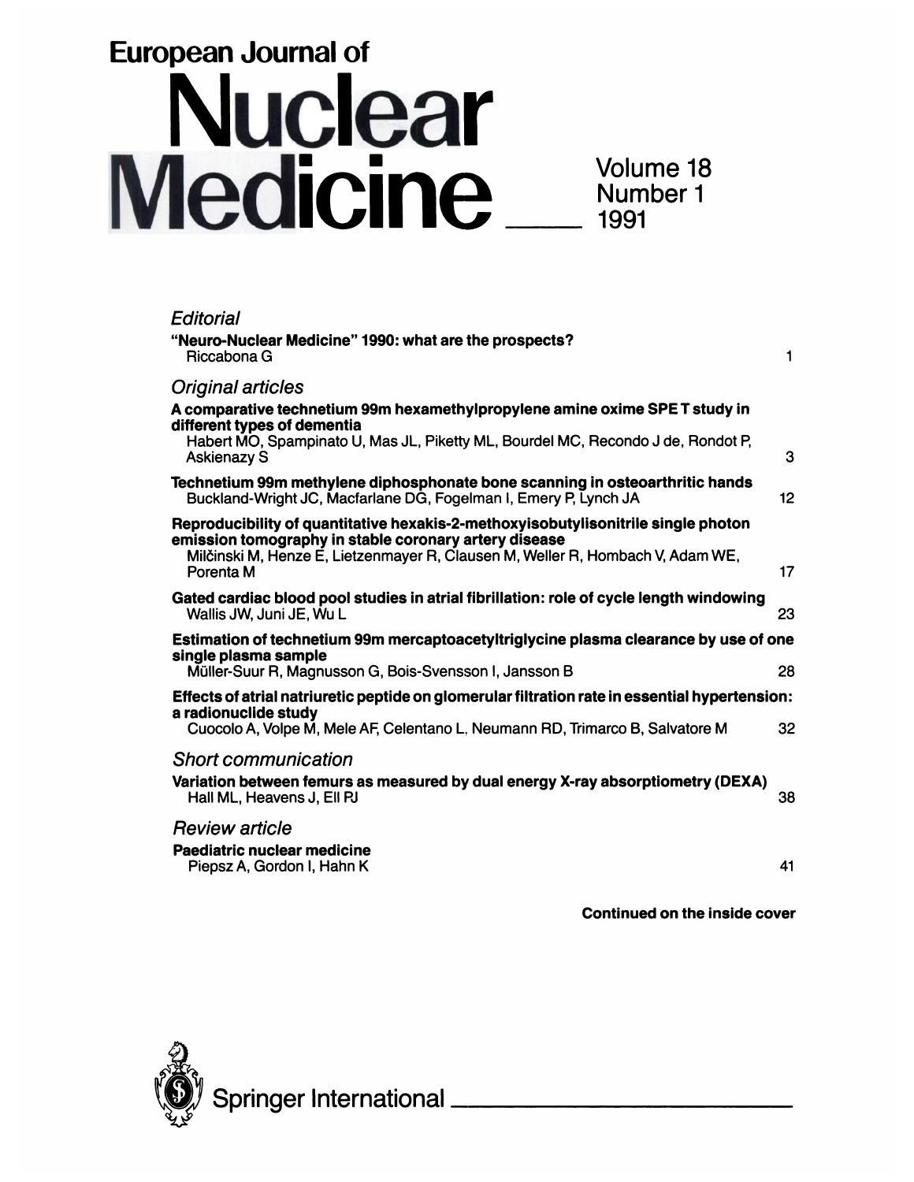# European Journal of Nuclear Medicine

Volume 18
Number 1
1991

## *Editorial*

**"Neuro-Nuclear Medicine" 1990: what are the prospects?**
Riccabona G — 1

## *Original articles*

**A comparative technetium 99m hexamethylpropylene amine oxime SPE T study in different types of dementia**
Habert MO, Spampinato U, Mas JL, Piketty ML, Bourdel MC, Recondo J de, Rondot P, Askienazy S — 3

**Technetium 99m methylene diphosphonate bone scanning in osteoarthritic hands**
Buckland-Wright JC, Macfarlane DG, Fogelman I, Emery P, Lynch JA — 12

**Reproducibility of quantitative hexakis-2-methoxyisobutylisonitrile single photon emission tomography in stable coronary artery disease**
Milčinski M, Henze E, Lietzenmayer R, Clausen M, Weller R, Hombach V, Adam WE, Porenta M — 17

**Gated cardiac blood pool studies in atrial fibrillation: role of cycle length windowing**
Wallis JW, Juni JE, Wu L — 23

**Estimation of technetium 99m mercaptoacetyltriglycine plasma clearance by use of one single plasma sample**
Müller-Suur R, Magnusson G, Bois-Svensson I, Jansson B — 28

**Effects of atrial natriuretic peptide on glomerular filtration rate in essential hypertension: a radionuclide study**
Cuocolo A, Volpe M, Mele AF, Celentano L, Neumann RD, Trimarco B, Salvatore M — 32

## *Short communication*

**Variation between femurs as measured by dual energy X-ray absorptiometry (DEXA)**
Hall ML, Heavens J, Ell PJ — 38

## *Review article*

**Paediatric nuclear medicine**
Piepsz A, Gordon I, Hahn K — 41

**Continued on the inside cover**

Springer International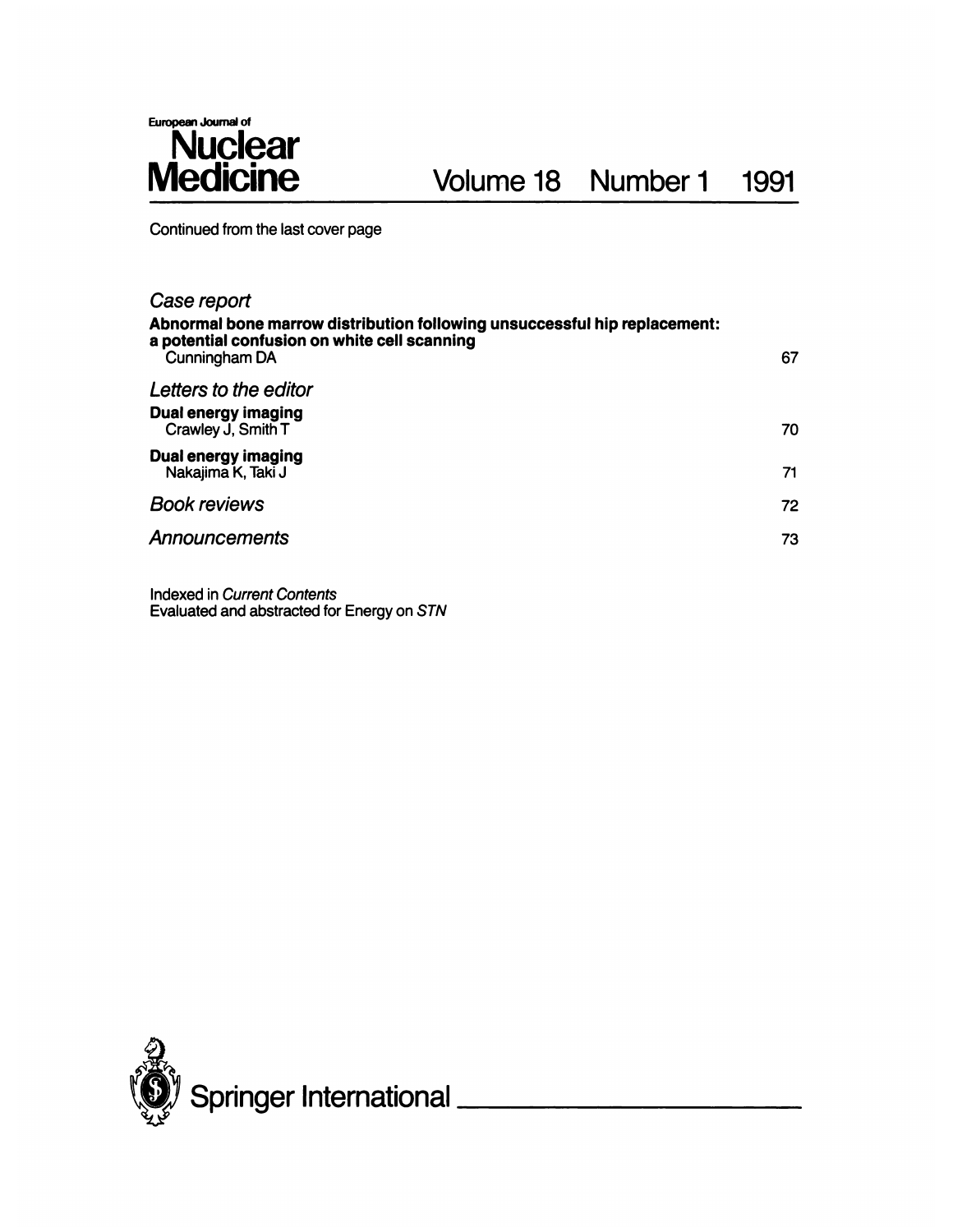European Journal of
# Nuclear Medicine

Volume 18 Number 1 1991

Continued from the last cover page

*Case report*

**Abnormal bone marrow distribution following unsuccessful hip replacement: a potential confusion on white cell scanning**
Cunningham DA — 67

*Letters to the editor*

**Dual energy imaging**
Crawley J, Smith T — 70

**Dual energy imaging**
Nakajima K, Taki J — 71

*Book reviews* — 72

*Announcements* — 73

Indexed in *Current Contents*
Evaluated and abstracted for Energy on *STN*

Springer International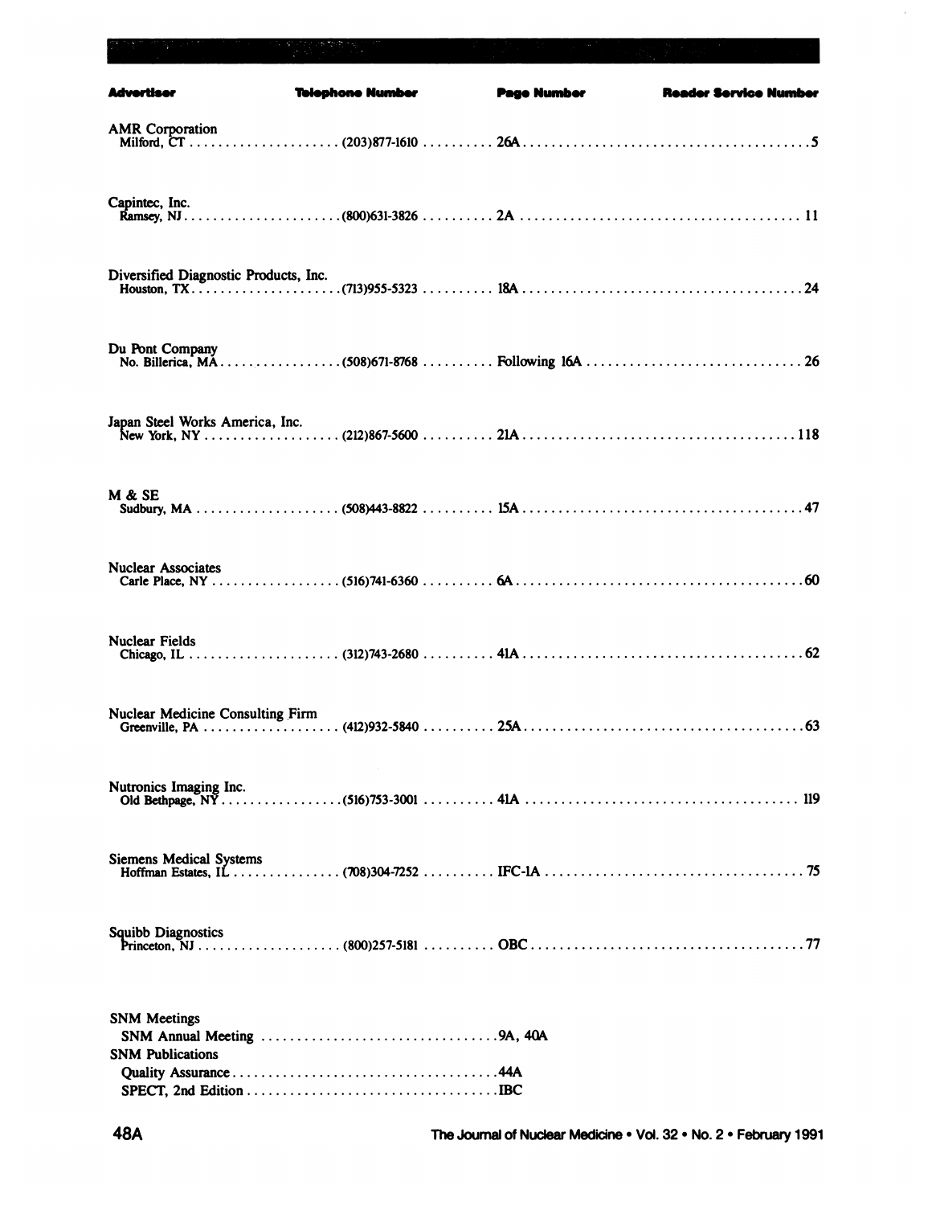| Advertiser | Telephone Number | Page Number | Reader Service Number |
|---|---|---|---|
| AMR Corporation<br>Milford, CT | (203)877-1610 | 26A | 5 |
| Capintec, Inc.<br>Ramsey, NJ | (800)631-3826 | 2A | 11 |
| Diversified Diagnostic Products, Inc.<br>Houston, TX | (713)955-5323 | 18A | 24 |
| Du Pont Company<br>No. Billerica, MA | (508)671-8768 | Following 16A | 26 |
| Japan Steel Works America, Inc.<br>New York, NY | (212)867-5600 | 21A | 118 |
| M & SE<br>Sudbury, MA | (508)443-8822 | 15A | 47 |
| Nuclear Associates<br>Carle Place, NY | (516)741-6360 | 6A | 60 |
| Nuclear Fields<br>Chicago, IL | (312)743-2680 | 41A | 62 |
| Nuclear Medicine Consulting Firm<br>Greenville, PA | (412)932-5840 | 25A | 63 |
| Nutronics Imaging Inc.<br>Old Bethpage, NY | (516)753-3001 | 41A | 119 |
| Siemens Medical Systems<br>Hoffman Estates, IL | (708)304-7252 | IFC-1A | 75 |
| Squibb Diagnostics<br>Princeton, NJ | (800)257-5181 | OBC | 77 |

SNM Meetings
- SNM Annual Meeting ........ 9A, 40A

SNM Publications
- Quality Assurance ........ 44A
- SPECT, 2nd Edition ........ IBC